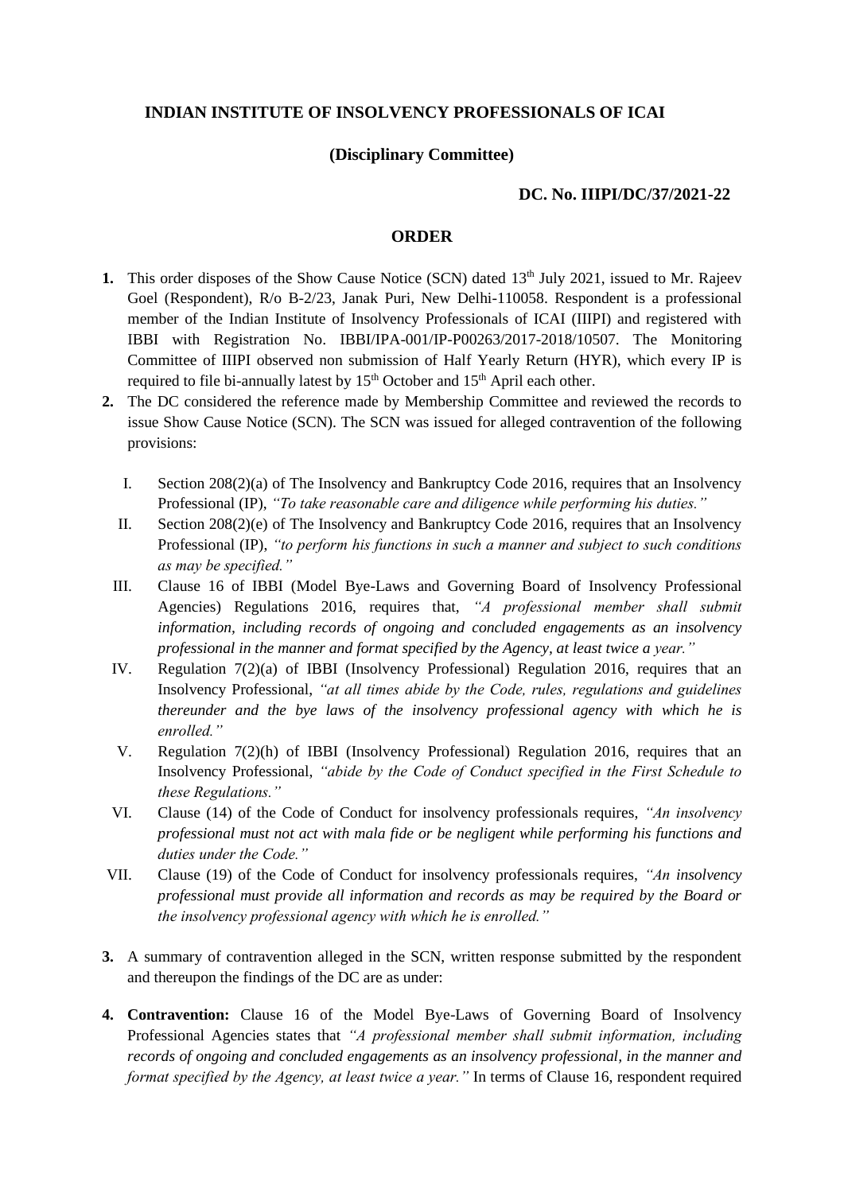**INDIAN INSTITUTE OF INSOLVENCY PROFESSIONALS OF ICAI**

**(Disciplinary Committee)**

**DC. No. IIIPI/DC/37/2021-22**

**ORDER**

1. This order disposes of the Show Cause Notice (SCN) dated 13th July 2021, issued to Mr. Rajeev Goel (Respondent), R/o B-2/23, Janak Puri, New Delhi-110058. Respondent is a professional member of the Indian Institute of Insolvency Professionals of ICAI (IIIPI) and registered with IBBI with Registration No. IBBI/IPA-001/IP-P00263/2017-2018/10507. The Monitoring Committee of IIIPI observed non submission of Half Yearly Return (HYR), which every IP is required to file bi-annually latest by 15th October and 15th April each other.

2. The DC considered the reference made by Membership Committee and reviewed the records to issue Show Cause Notice (SCN). The SCN was issued for alleged contravention of the following provisions:

   I. Section 208(2)(a) of The Insolvency and Bankruptcy Code 2016, requires that an Insolvency Professional (IP), *"To take reasonable care and diligence while performing his duties."*

   II. Section 208(2)(e) of The Insolvency and Bankruptcy Code 2016, requires that an Insolvency Professional (IP), *"to perform his functions in such a manner and subject to such conditions as may be specified."*

   III. Clause 16 of IBBI (Model Bye-Laws and Governing Board of Insolvency Professional Agencies) Regulations 2016, requires that, *"A professional member shall submit information, including records of ongoing and concluded engagements as an insolvency professional in the manner and format specified by the Agency, at least twice a year."*

   IV. Regulation 7(2)(a) of IBBI (Insolvency Professional) Regulation 2016, requires that an Insolvency Professional, *"at all times abide by the Code, rules, regulations and guidelines thereunder and the bye laws of the insolvency professional agency with which he is enrolled."*

   V. Regulation 7(2)(h) of IBBI (Insolvency Professional) Regulation 2016, requires that an Insolvency Professional, *"abide by the Code of Conduct specified in the First Schedule to these Regulations."*

   VI. Clause (14) of the Code of Conduct for insolvency professionals requires, *"An insolvency professional must not act with mala fide or be negligent while performing his functions and duties under the Code."*

   VII. Clause (19) of the Code of Conduct for insolvency professionals requires, *"An insolvency professional must provide all information and records as may be required by the Board or the insolvency professional agency with which he is enrolled."*

3. A summary of contravention alleged in the SCN, written response submitted by the respondent and thereupon the findings of the DC are as under:

4. **Contravention:** Clause 16 of the Model Bye-Laws of Governing Board of Insolvency Professional Agencies states that *"A professional member shall submit information, including records of ongoing and concluded engagements as an insolvency professional, in the manner and format specified by the Agency, at least twice a year."* In terms of Clause 16, respondent required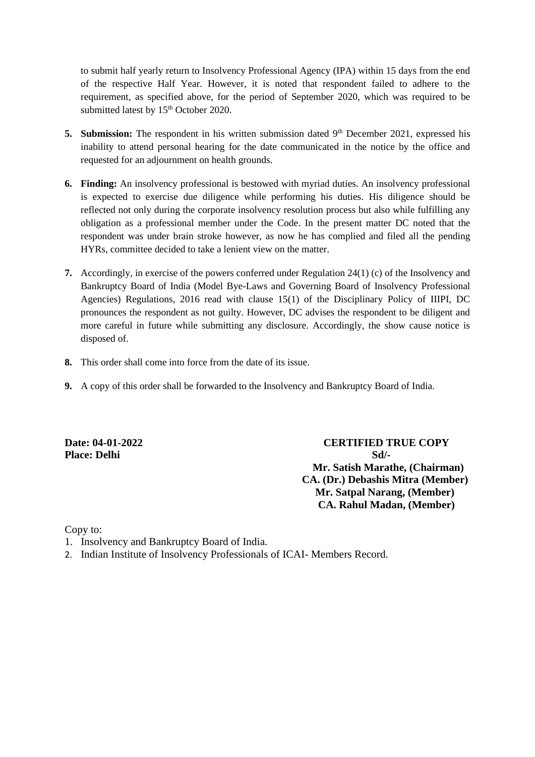to submit half yearly return to Insolvency Professional Agency (IPA) within 15 days from the end of the respective Half Year. However, it is noted that respondent failed to adhere to the requirement, as specified above, for the period of September 2020, which was required to be submitted latest by 15th October 2020.

5. **Submission:** The respondent in his written submission dated 9th December 2021, expressed his inability to attend personal hearing for the date communicated in the notice by the office and requested for an adjournment on health grounds.

6. **Finding:** An insolvency professional is bestowed with myriad duties. An insolvency professional is expected to exercise due diligence while performing his duties. His diligence should be reflected not only during the corporate insolvency resolution process but also while fulfilling any obligation as a professional member under the Code. In the present matter DC noted that the respondent was under brain stroke however, as now he has complied and filed all the pending HYRs, committee decided to take a lenient view on the matter.

7. Accordingly, in exercise of the powers conferred under Regulation 24(1) (c) of the Insolvency and Bankruptcy Board of India (Model Bye-Laws and Governing Board of Insolvency Professional Agencies) Regulations, 2016 read with clause 15(1) of the Disciplinary Policy of IIIPI, DC pronounces the respondent as not guilty. However, DC advises the respondent to be diligent and more careful in future while submitting any disclosure. Accordingly, the show cause notice is disposed of.

8. This order shall come into force from the date of its issue.

9. A copy of this order shall be forwarded to the Insolvency and Bankruptcy Board of India.

**Date: 04-01-2022**
**Place: Delhi**

**CERTIFIED TRUE COPY**
**Sd/-**
**Mr. Satish Marathe, (Chairman)**
**CA. (Dr.) Debashis Mitra (Member)**
**Mr. Satpal Narang, (Member)**
**CA. Rahul Madan, (Member)**

Copy to:

1. Insolvency and Bankruptcy Board of India.
2. Indian Institute of Insolvency Professionals of ICAI- Members Record.